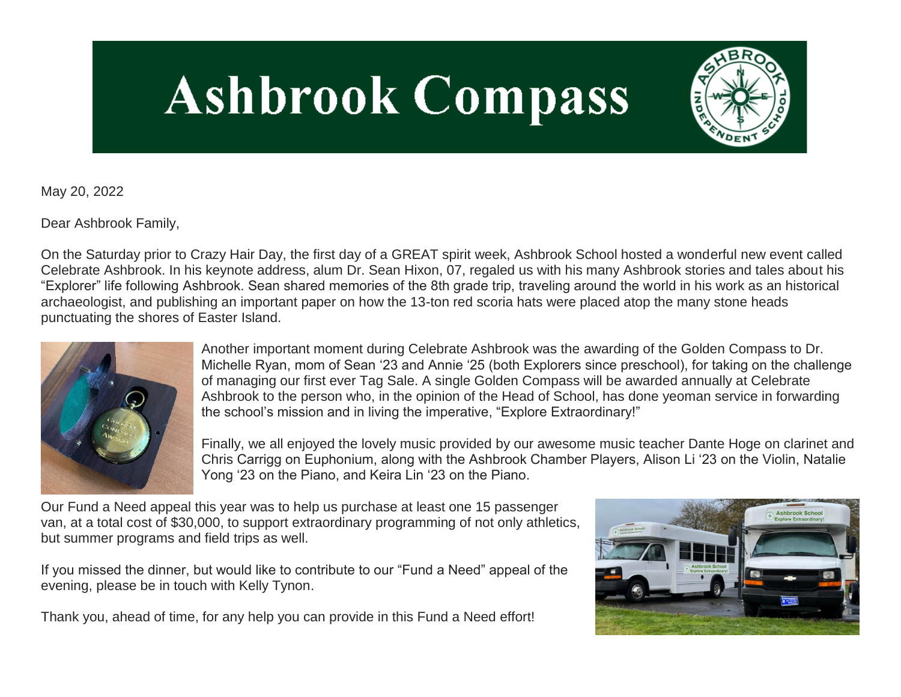# Ashbrook Compass

May 20, 2022

Dear Ashbrook Family,

On the Saturday prior to Crazy Hair Day, the first day of a GREAT spirit week, Ashbrook School hosted a wonderful new event called Celebrate Ashbrook. In his keynote address, alum Dr. Sean Hixon, 07, regaled us with his many Ashbrook stories and tales about his "Explorer" life following Ashbrook. Sean shared memories of the 8th grade trip, traveling around the world in his work as an historical archaeologist, and publishing an important paper on how the 13-ton red scoria hats were placed atop the many stone heads punctuating the shores of Easter Island.

Another important moment during Celebrate Ashbrook was the awarding of the Golden Compass to Dr. Michelle Ryan, mom of Sean '23 and Annie '25 (both Explorers since preschool), for taking on the challenge of managing our first ever Tag Sale. A single Golden Compass will be awarded annually at Celebrate Ashbrook to the person who, in the opinion of the Head of School, has done yeoman service in forwarding the school's mission and in living the imperative, "Explore Extraordinary!"

Finally, we all enjoyed the lovely music provided by our awesome music teacher Dante Hoge on clarinet and Chris Carrigg on Euphonium, along with the Ashbrook Chamber Players, Alison Li '23 on the Violin, Natalie Yong '23 on the Piano, and Keira Lin '23 on the Piano.

Our Fund a Need appeal this year was to help us purchase at least one 15 passenger van, at a total cost of $30,000, to support extraordinary programming of not only athletics, but summer programs and field trips as well.

If you missed the dinner, but would like to contribute to our "Fund a Need" appeal of the evening, please be in touch with Kelly Tynon.

Thank you, ahead of time, for any help you can provide in this Fund a Need effort!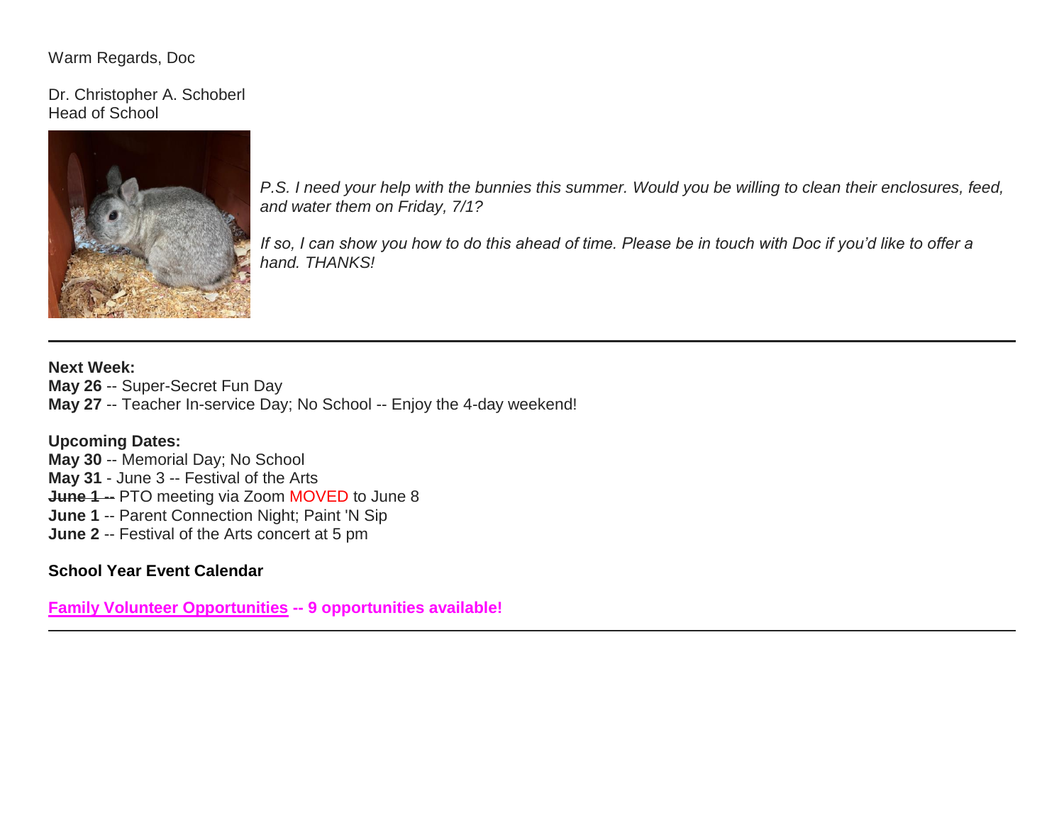Warm Regards, Doc

Dr. Christopher A. Schoberl
Head of School

*P.S. I need your help with the bunnies this summer. Would you be willing to clean their enclosures, feed, and water them on Friday, 7/1?*

*If so, I can show you how to do this ahead of time. Please be in touch with Doc if you'd like to offer a hand. THANKS!*

---

**Next Week:**
**May 26** -- Super-Secret Fun Day
**May 27** -- Teacher In-service Day; No School -- Enjoy the 4-day weekend!

**Upcoming Dates:**
**May 30** -- Memorial Day; No School
**May 31** - June 3 -- Festival of the Arts
~~**June 1** --~~ PTO meeting via Zoom MOVED to June 8
**June 1** -- Parent Connection Night; Paint 'N Sip
**June 2** -- Festival of the Arts concert at 5 pm

**School Year Event Calendar**

**Family Volunteer Opportunities -- 9 opportunities available!**

---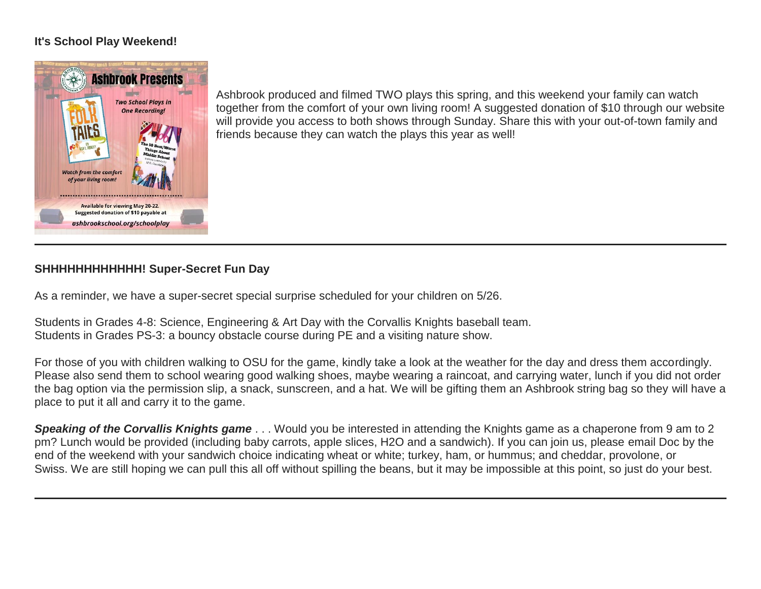**It's School Play Weekend!**

Ashbrook produced and filmed TWO plays this spring, and this weekend your family can watch together from the comfort of your own living room! A suggested donation of $10 through our website will provide you access to both shows through Sunday. Share this with your out-of-town family and friends because they can watch the plays this year as well!

---

**SHHHHHHHHHHHH! Super-Secret Fun Day**

As a reminder, we have a super-secret special surprise scheduled for your children on 5/26.

Students in Grades 4-8: Science, Engineering & Art Day with the Corvallis Knights baseball team.
Students in Grades PS-3: a bouncy obstacle course during PE and a visiting nature show.

For those of you with children walking to OSU for the game, kindly take a look at the weather for the day and dress them accordingly. Please also send them to school wearing good walking shoes, maybe wearing a raincoat, and carrying water, lunch if you did not order the bag option via the permission slip, a snack, sunscreen, and a hat. We will be gifting them an Ashbrook string bag so they will have a place to put it all and carry it to the game.

***Speaking of the Corvallis Knights game*** . . . Would you be interested in attending the Knights game as a chaperone from 9 am to 2 pm? Lunch would be provided (including baby carrots, apple slices, H2O and a sandwich). If you can join us, please email Doc by the end of the weekend with your sandwich choice indicating wheat or white; turkey, ham, or hummus; and cheddar, provolone, or Swiss. We are still hoping we can pull this all off without spilling the beans, but it may be impossible at this point, so just do your best.

---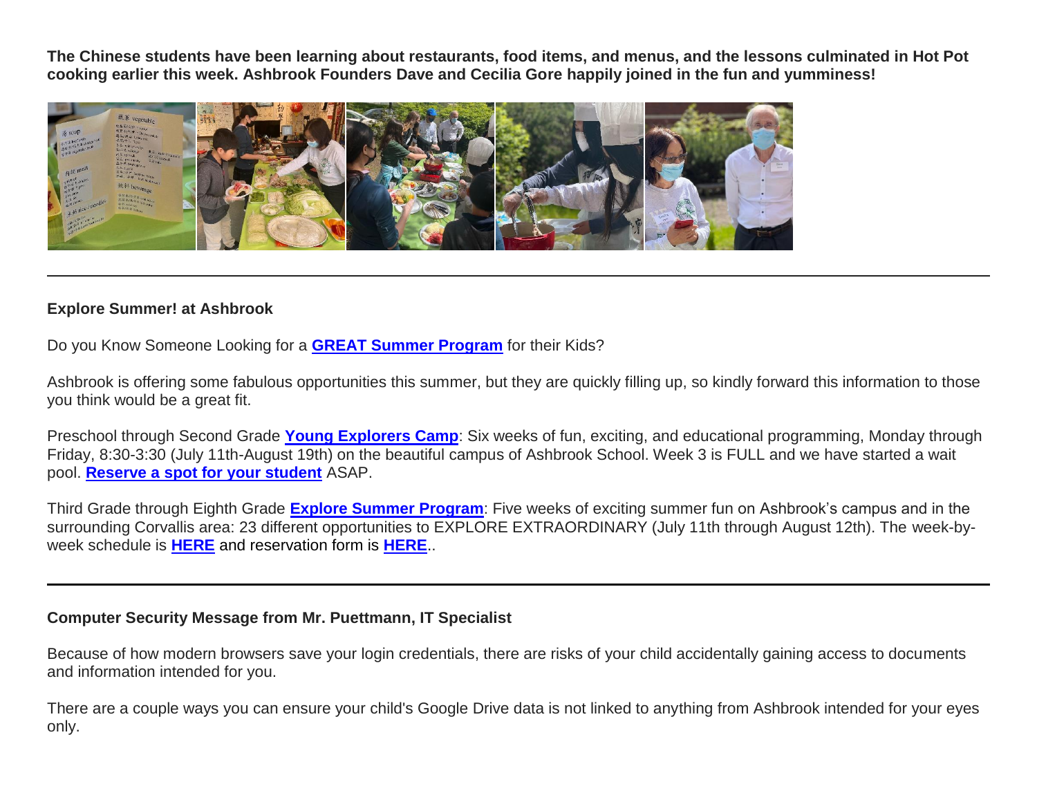**The Chinese students have been learning about restaurants, food items, and menus, and the lessons culminated in Hot Pot cooking earlier this week. Ashbrook Founders Dave and Cecilia Gore happily joined in the fun and yumminess!**

---

### Explore Summer! at Ashbrook

Do you Know Someone Looking for a **GREAT Summer Program** for their Kids?

Ashbrook is offering some fabulous opportunities this summer, but they are quickly filling up, so kindly forward this information to those you think would be a great fit.

Preschool through Second Grade **Young Explorers Camp**: Six weeks of fun, exciting, and educational programming, Monday through Friday, 8:30-3:30 (July 11th-August 19th) on the beautiful campus of Ashbrook School. Week 3 is FULL and we have started a wait pool. **Reserve a spot for your student** ASAP.

Third Grade through Eighth Grade **Explore Summer Program**: Five weeks of exciting summer fun on Ashbrook's campus and in the surrounding Corvallis area: 23 different opportunities to EXPLORE EXTRAORDINARY (July 11th through August 12th). The week-by-week schedule is **HERE** and reservation form is **HERE**..

---

### Computer Security Message from Mr. Puettmann, IT Specialist

Because of how modern browsers save your login credentials, there are risks of your child accidentally gaining access to documents and information intended for you.

There are a couple ways you can ensure your child's Google Drive data is not linked to anything from Ashbrook intended for your eyes only.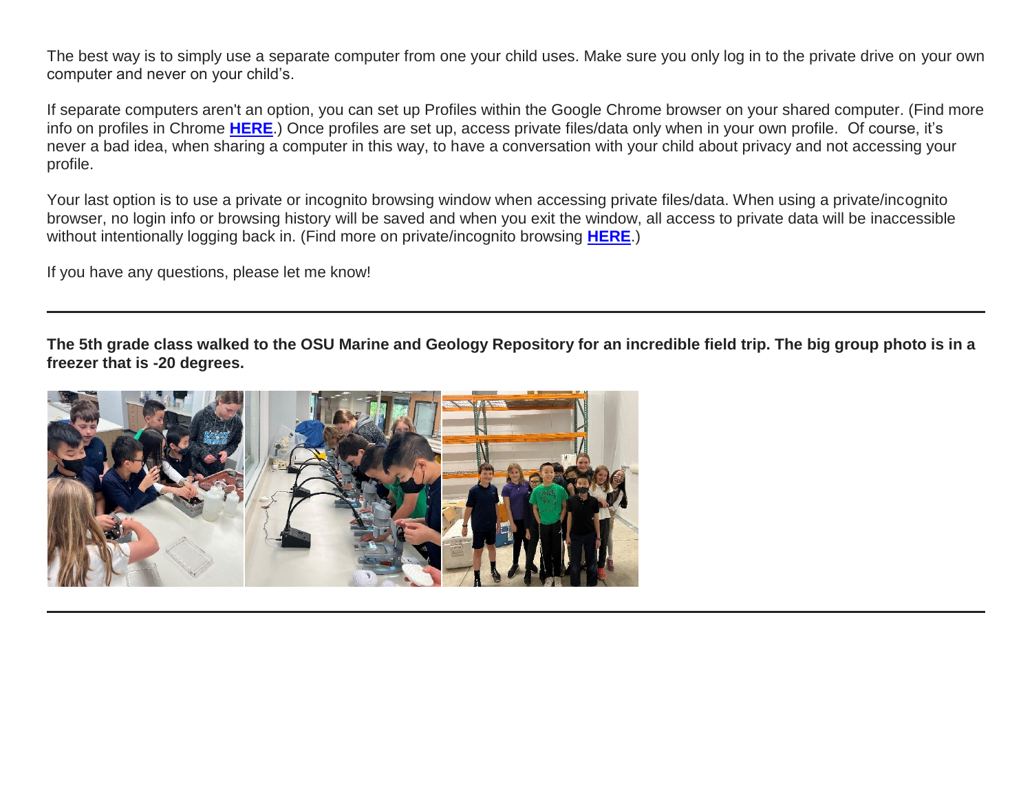The best way is to simply use a separate computer from one your child uses. Make sure you only log in to the private drive on your own computer and never on your child's.

If separate computers aren't an option, you can set up Profiles within the Google Chrome browser on your shared computer. (Find more info on profiles in Chrome **HERE**.) Once profiles are set up, access private files/data only when in your own profile. Of course, it's never a bad idea, when sharing a computer in this way, to have a conversation with your child about privacy and not accessing your profile.

Your last option is to use a private or incognito browsing window when accessing private files/data. When using a private/incognito browser, no login info or browsing history will be saved and when you exit the window, all access to private data will be inaccessible without intentionally logging back in. (Find more on private/incognito browsing **HERE**.)

If you have any questions, please let me know!

---

**The 5th grade class walked to the OSU Marine and Geology Repository for an incredible field trip. The big group photo is in a freezer that is -20 degrees.**

---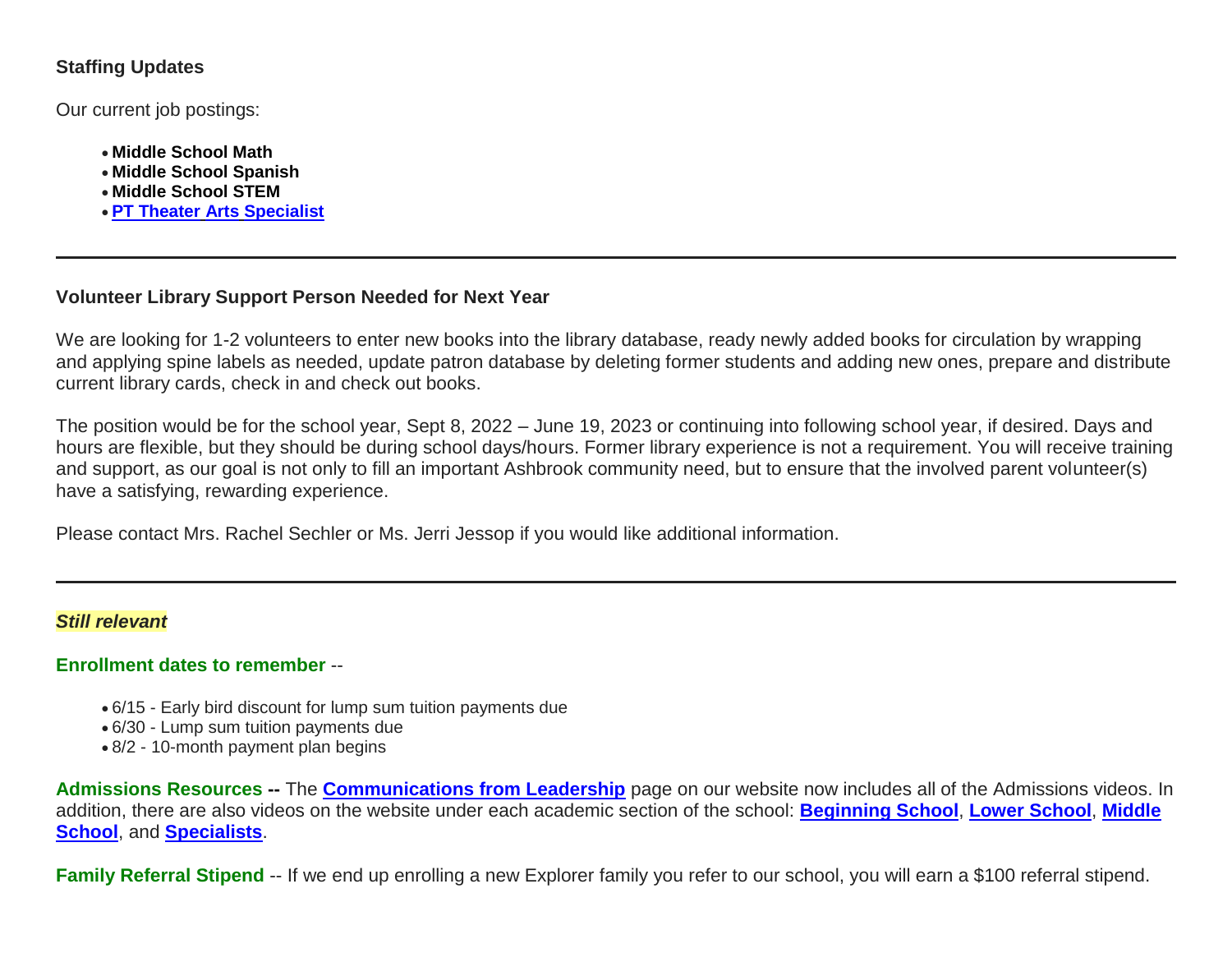**Staffing Updates**

Our current job postings:

- **Middle School Math**
- **Middle School Spanish**
- **Middle School STEM**
- **PT Theater Arts Specialist**

---

**Volunteer Library Support Person Needed for Next Year**

We are looking for 1-2 volunteers to enter new books into the library database, ready newly added books for circulation by wrapping and applying spine labels as needed, update patron database by deleting former students and adding new ones, prepare and distribute current library cards, check in and check out books.

The position would be for the school year, Sept 8, 2022 – June 19, 2023 or continuing into following school year, if desired. Days and hours are flexible, but they should be during school days/hours. Former library experience is not a requirement. You will receive training and support, as our goal is not only to fill an important Ashbrook community need, but to ensure that the involved parent volunteer(s) have a satisfying, rewarding experience.

Please contact Mrs. Rachel Sechler or Ms. Jerri Jessop if you would like additional information.

---

***Still relevant***

**Enrollment dates to remember** --

- 6/15 - Early bird discount for lump sum tuition payments due
- 6/30 - Lump sum tuition payments due
- 8/2 - 10-month payment plan begins

**Admissions Resources --** The **Communications from Leadership** page on our website now includes all of the Admissions videos. In addition, there are also videos on the website under each academic section of the school: **Beginning School**, **Lower School**, **Middle School**, and **Specialists**.

**Family Referral Stipend** -- If we end up enrolling a new Explorer family you refer to our school, you will earn a $100 referral stipend.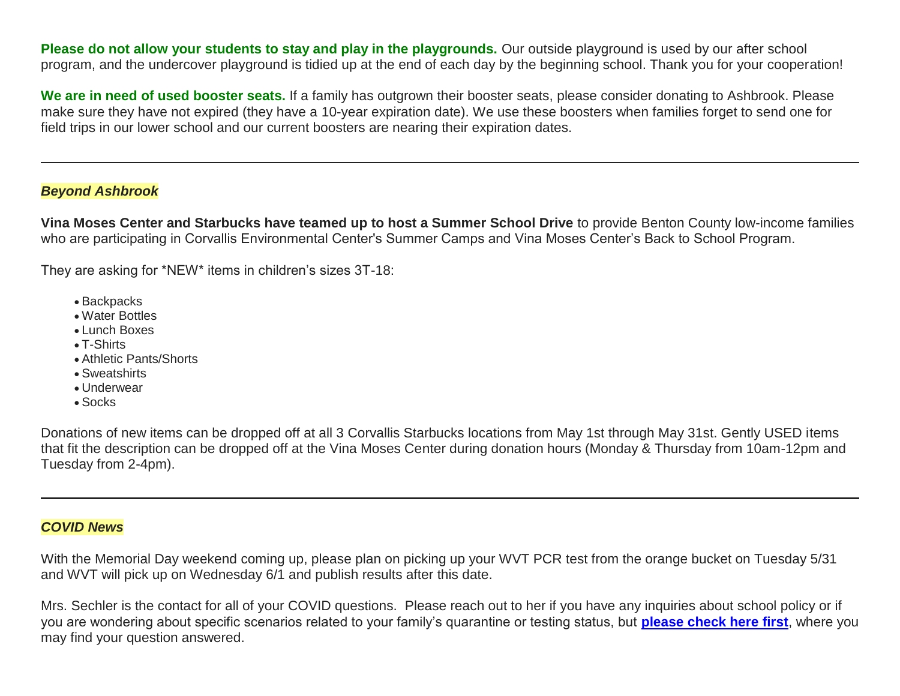**Please do not allow your students to stay and play in the playgrounds.** Our outside playground is used by our after school program, and the undercover playground is tidied up at the end of each day by the beginning school. Thank you for your cooperation!

**We are in need of used booster seats.** If a family has outgrown their booster seats, please consider donating to Ashbrook. Please make sure they have not expired (they have a 10-year expiration date). We use these boosters when families forget to send one for field trips in our lower school and our current boosters are nearing their expiration dates.

---

## ***Beyond Ashbrook***

**Vina Moses Center and Starbucks have teamed up to host a Summer School Drive** to provide Benton County low-income families who are participating in Corvallis Environmental Center's Summer Camps and Vina Moses Center's Back to School Program.

They are asking for *NEW* items in children's sizes 3T-18:

- Backpacks
- Water Bottles
- Lunch Boxes
- T-Shirts
- Athletic Pants/Shorts
- Sweatshirts
- Underwear
- Socks

Donations of new items can be dropped off at all 3 Corvallis Starbucks locations from May 1st through May 31st. Gently USED items that fit the description can be dropped off at the Vina Moses Center during donation hours (Monday & Thursday from 10am-12pm and Tuesday from 2-4pm).

---

## ***COVID News***

With the Memorial Day weekend coming up, please plan on picking up your WVT PCR test from the orange bucket on Tuesday 5/31 and WVT will pick up on Wednesday 6/1 and publish results after this date.

Mrs. Sechler is the contact for all of your COVID questions. Please reach out to her if you have any inquiries about school policy or if you are wondering about specific scenarios related to your family's quarantine or testing status, but **please check here first**, where you may find your question answered.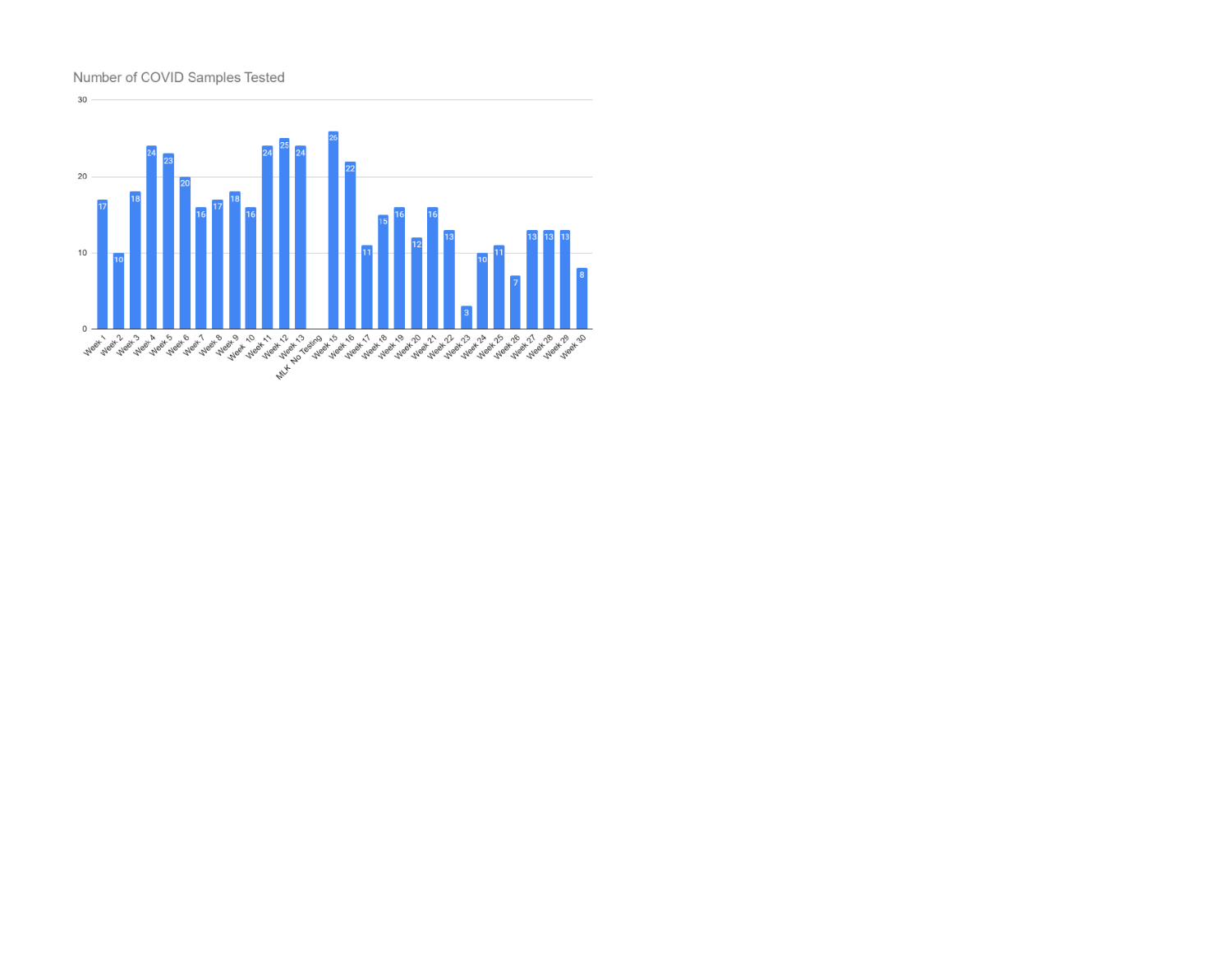Number of COVID Samples Tested

30

20

10

0

17 10 18 24 23 20 16 17 18 16 24 25 24 26 22 11 15 16 12 16 13 3 10 11 7 13 13 13 8

Week 1 Week 2 Week 3 Week 4 Week 5 Week 6 Week 7 Week 8 Week 9 Week 10 Week 11 Week 12 Week 13 MLK No Testing Week 15 Week 16 Week 17 Week 18 Week 19 Week 20 Week 21 Week 22 Week 23 Week 24 Week 25 Week 26 Week 27 Week 28 Week 29 Week 30